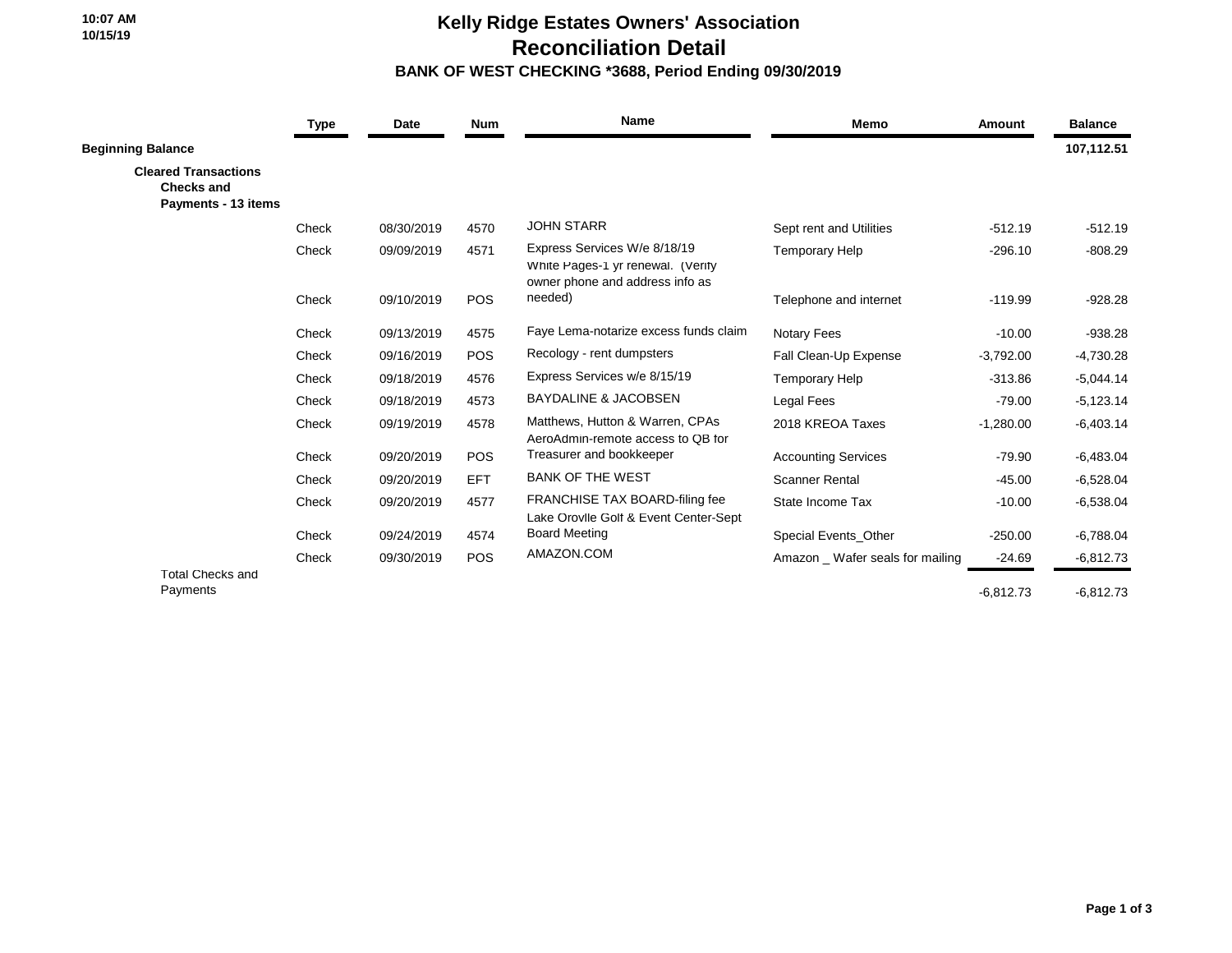10:07 AM
10/15/19

# Kelly Ridge Estates Owners' Association
## Reconciliation Detail
### BANK OF WEST CHECKING *3688, Period Ending 09/30/2019

| | Type | Date | Num | Name | Memo | Amount | Balance |
|---|---|---|---|---|---|---|---|
| **Beginning Balance** | | | | | | | **107,112.51** |
| **Cleared Transactions** | | | | | | | |
| **Checks and Payments - 13 items** | | | | | | | |
| | Check | 08/30/2019 | 4570 | JOHN STARR | Sept rent and Utilities | -512.19 | -512.19 |
| | Check | 09/09/2019 | 4571 | Express Services W/e 8/18/19 | Temporary Help | -296.10 | -808.29 |
| | Check | 09/10/2019 | POS | White Pages-1 yr renewal. (Verify owner phone and address info as needed) | Telephone and internet | -119.99 | -928.28 |
| | Check | 09/13/2019 | 4575 | Faye Lema-notarize excess funds claim | Notary Fees | -10.00 | -938.28 |
| | Check | 09/16/2019 | POS | Recology - rent dumpsters | Fall Clean-Up Expense | -3,792.00 | -4,730.28 |
| | Check | 09/18/2019 | 4576 | Express Services w/e 8/15/19 | Temporary Help | -313.86 | -5,044.14 |
| | Check | 09/18/2019 | 4573 | BAYDALINE & JACOBSEN | Legal Fees | -79.00 | -5,123.14 |
| | Check | 09/19/2019 | 4578 | Matthews, Hutton & Warren, CPAs | 2018 KREOA Taxes | -1,280.00 | -6,403.14 |
| | Check | 09/20/2019 | POS | AeroAdmin-remote access to QB for Treasurer and bookkeeper | Accounting Services | -79.90 | -6,483.04 |
| | Check | 09/20/2019 | EFT | BANK OF THE WEST | Scanner Rental | -45.00 | -6,528.04 |
| | Check | 09/20/2019 | 4577 | FRANCHISE TAX BOARD-filing fee | State Income Tax | -10.00 | -6,538.04 |
| | Check | 09/24/2019 | 4574 | Lake Orovlle Golf & Event Center-Sept Board Meeting | Special Events_Other | -250.00 | -6,788.04 |
| | Check | 09/30/2019 | POS | AMAZON.COM | Amazon _ Wafer seals for mailing | -24.69 | -6,812.73 |
| Total Checks and Payments | | | | | | -6,812.73 | -6,812.73 |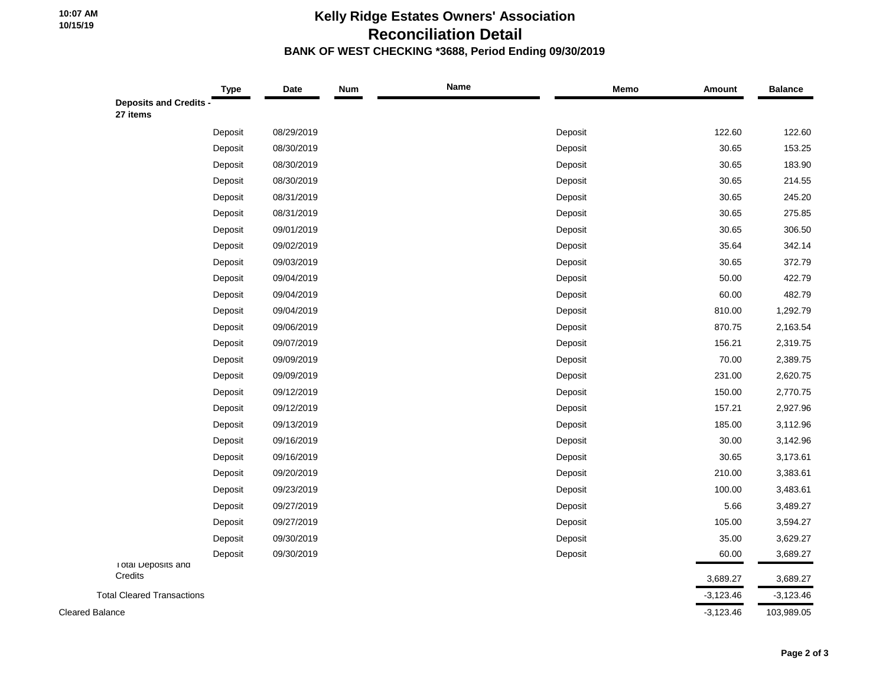# Kelly Ridge Estates Owners' Association

## Reconciliation Detail

### BANK OF WEST CHECKING *3688, Period Ending 09/30/2019

| | Type | Date | Num | Name | Memo | Amount | Balance |
|---|---|---|---|---|---|---|---|
| **Deposits and Credits - 27 items** | | | | | | | |
| | Deposit | 08/29/2019 | | | Deposit | 122.60 | 122.60 |
| | Deposit | 08/30/2019 | | | Deposit | 30.65 | 153.25 |
| | Deposit | 08/30/2019 | | | Deposit | 30.65 | 183.90 |
| | Deposit | 08/30/2019 | | | Deposit | 30.65 | 214.55 |
| | Deposit | 08/31/2019 | | | Deposit | 30.65 | 245.20 |
| | Deposit | 08/31/2019 | | | Deposit | 30.65 | 275.85 |
| | Deposit | 09/01/2019 | | | Deposit | 30.65 | 306.50 |
| | Deposit | 09/02/2019 | | | Deposit | 35.64 | 342.14 |
| | Deposit | 09/03/2019 | | | Deposit | 30.65 | 372.79 |
| | Deposit | 09/04/2019 | | | Deposit | 50.00 | 422.79 |
| | Deposit | 09/04/2019 | | | Deposit | 60.00 | 482.79 |
| | Deposit | 09/04/2019 | | | Deposit | 810.00 | 1,292.79 |
| | Deposit | 09/06/2019 | | | Deposit | 870.75 | 2,163.54 |
| | Deposit | 09/07/2019 | | | Deposit | 156.21 | 2,319.75 |
| | Deposit | 09/09/2019 | | | Deposit | 70.00 | 2,389.75 |
| | Deposit | 09/09/2019 | | | Deposit | 231.00 | 2,620.75 |
| | Deposit | 09/12/2019 | | | Deposit | 150.00 | 2,770.75 |
| | Deposit | 09/12/2019 | | | Deposit | 157.21 | 2,927.96 |
| | Deposit | 09/13/2019 | | | Deposit | 185.00 | 3,112.96 |
| | Deposit | 09/16/2019 | | | Deposit | 30.00 | 3,142.96 |
| | Deposit | 09/16/2019 | | | Deposit | 30.65 | 3,173.61 |
| | Deposit | 09/20/2019 | | | Deposit | 210.00 | 3,383.61 |
| | Deposit | 09/23/2019 | | | Deposit | 100.00 | 3,483.61 |
| | Deposit | 09/27/2019 | | | Deposit | 5.66 | 3,489.27 |
| | Deposit | 09/27/2019 | | | Deposit | 105.00 | 3,594.27 |
| | Deposit | 09/30/2019 | | | Deposit | 35.00 | 3,629.27 |
| | Deposit | 09/30/2019 | | | Deposit | 60.00 | 3,689.27 |
| Total Deposits and Credits | | | | | | 3,689.27 | 3,689.27 |
| Total Cleared Transactions | | | | | | -3,123.46 | -3,123.46 |
| Cleared Balance | | | | | | -3,123.46 | 103,989.05 |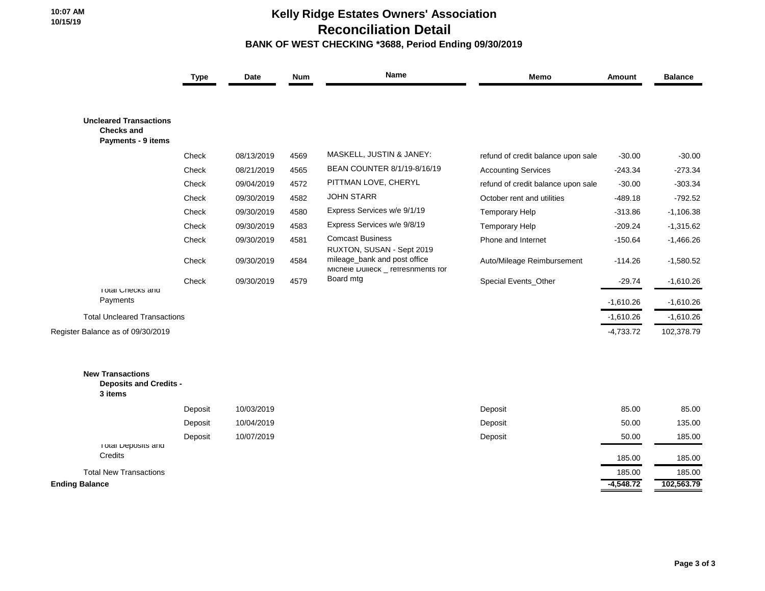# Kelly Ridge Estates Owners' Association

## Reconciliation Detail

### BANK OF WEST CHECKING *3688, Period Ending 09/30/2019

| | Type | Date | Num | Name | Memo | Amount | Balance |
|---|---|---|---|---|---|---|---|
| **Uncleared Transactions** | | | | | | | |
| **Checks and Payments - 9 items** | | | | | | | |
| | Check | 08/13/2019 | 4569 | MASKELL, JUSTIN & JANEY: | refund of credit balance upon sale | -30.00 | -30.00 |
| | Check | 08/21/2019 | 4565 | BEAN COUNTER 8/1/19-8/16/19 | Accounting Services | -243.34 | -273.34 |
| | Check | 09/04/2019 | 4572 | PITTMAN LOVE, CHERYL | refund of credit balance upon sale | -30.00 | -303.34 |
| | Check | 09/30/2019 | 4582 | JOHN STARR | October rent and utilities | -489.18 | -792.52 |
| | Check | 09/30/2019 | 4580 | Express Services w/e 9/1/19 | Temporary Help | -313.86 | -1,106.38 |
| | Check | 09/30/2019 | 4583 | Express Services w/e 9/8/19 | Temporary Help | -209.24 | -1,315.62 |
| | Check | 09/30/2019 | 4581 | Comcast Business | Phone and Internet | -150.64 | -1,466.26 |
| | Check | 09/30/2019 | 4584 | RUXTON, SUSAN - Sept 2019 mileage_bank and post office | Auto/Mileage Reimbursement | -114.26 | -1,580.52 |
| | Check | 09/30/2019 | 4579 | Michele Dulleck _ refreshments for Board mtg | Special Events_Other | -29.74 | -1,610.26 |
| Total Checks and Payments | | | | | | -1,610.26 | -1,610.26 |
| Total Uncleared Transactions | | | | | | -1,610.26 | -1,610.26 |
| Register Balance as of 09/30/2019 | | | | | | -4,733.72 | 102,378.79 |
| **New Transactions** | | | | | | | |
| **Deposits and Credits - 3 items** | | | | | | | |
| | Deposit | 10/03/2019 | | | Deposit | 85.00 | 85.00 |
| | Deposit | 10/04/2019 | | | Deposit | 50.00 | 135.00 |
| | Deposit | 10/07/2019 | | | Deposit | 50.00 | 185.00 |
| Total Deposits and Credits | | | | | | 185.00 | 185.00 |
| Total New Transactions | | | | | | 185.00 | 185.00 |
| **Ending Balance** | | | | | | **-4,548.72** | **102,563.79** |